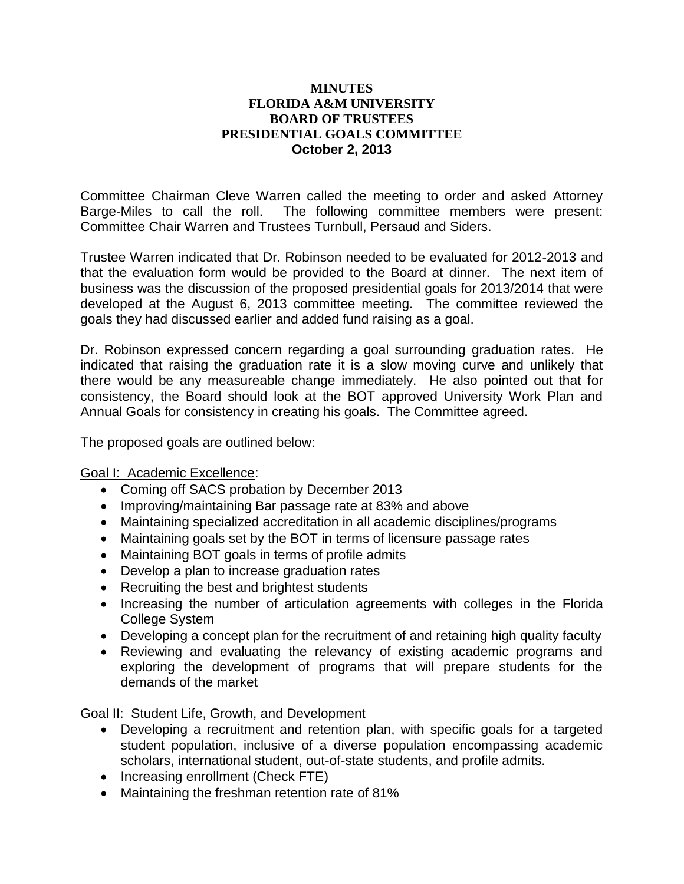**MINUTES**
**FLORIDA A&M UNIVERSITY**
**BOARD OF TRUSTEES**
**PRESIDENTIAL GOALS COMMITTEE**
**October 2, 2013**

Committee Chairman Cleve Warren called the meeting to order and asked Attorney Barge-Miles to call the roll. The following committee members were present: Committee Chair Warren and Trustees Turnbull, Persaud and Siders.

Trustee Warren indicated that Dr. Robinson needed to be evaluated for 2012-2013 and that the evaluation form would be provided to the Board at dinner. The next item of business was the discussion of the proposed presidential goals for 2013/2014 that were developed at the August 6, 2013 committee meeting. The committee reviewed the goals they had discussed earlier and added fund raising as a goal.

Dr. Robinson expressed concern regarding a goal surrounding graduation rates. He indicated that raising the graduation rate it is a slow moving curve and unlikely that there would be any measureable change immediately. He also pointed out that for consistency, the Board should look at the BOT approved University Work Plan and Annual Goals for consistency in creating his goals. The Committee agreed.

The proposed goals are outlined below:

<u>Goal I: Academic Excellence</u>:

- Coming off SACS probation by December 2013
- Improving/maintaining Bar passage rate at 83% and above
- Maintaining specialized accreditation in all academic disciplines/programs
- Maintaining goals set by the BOT in terms of licensure passage rates
- Maintaining BOT goals in terms of profile admits
- Develop a plan to increase graduation rates
- Recruiting the best and brightest students
- Increasing the number of articulation agreements with colleges in the Florida College System
- Developing a concept plan for the recruitment of and retaining high quality faculty
- Reviewing and evaluating the relevancy of existing academic programs and exploring the development of programs that will prepare students for the demands of the market

<u>Goal II: Student Life, Growth, and Development</u>

- Developing a recruitment and retention plan, with specific goals for a targeted student population, inclusive of a diverse population encompassing academic scholars, international student, out-of-state students, and profile admits.
- Increasing enrollment (Check FTE)
- Maintaining the freshman retention rate of 81%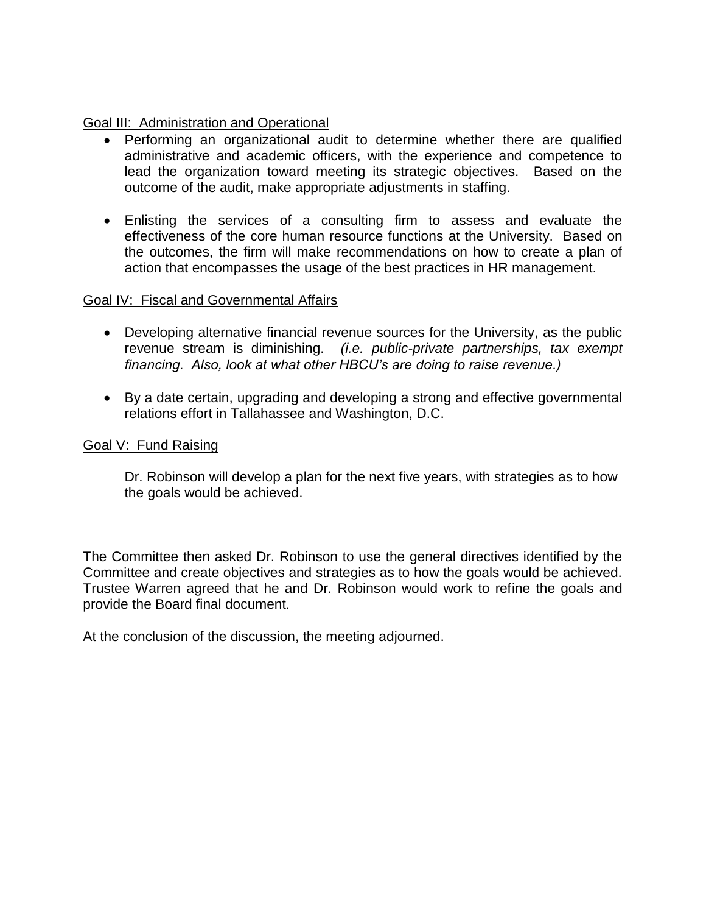Goal III: Administration and Operational

- Performing an organizational audit to determine whether there are qualified administrative and academic officers, with the experience and competence to lead the organization toward meeting its strategic objectives. Based on the outcome of the audit, make appropriate adjustments in staffing.

- Enlisting the services of a consulting firm to assess and evaluate the effectiveness of the core human resource functions at the University. Based on the outcomes, the firm will make recommendations on how to create a plan of action that encompasses the usage of the best practices in HR management.

Goal IV: Fiscal and Governmental Affairs

- Developing alternative financial revenue sources for the University, as the public revenue stream is diminishing. *(i.e. public-private partnerships, tax exempt financing. Also, look at what other HBCU's are doing to raise revenue.)*

- By a date certain, upgrading and developing a strong and effective governmental relations effort in Tallahassee and Washington, D.C.

Goal V: Fund Raising

Dr. Robinson will develop a plan for the next five years, with strategies as to how the goals would be achieved.

The Committee then asked Dr. Robinson to use the general directives identified by the Committee and create objectives and strategies as to how the goals would be achieved. Trustee Warren agreed that he and Dr. Robinson would work to refine the goals and provide the Board final document.

At the conclusion of the discussion, the meeting adjourned.